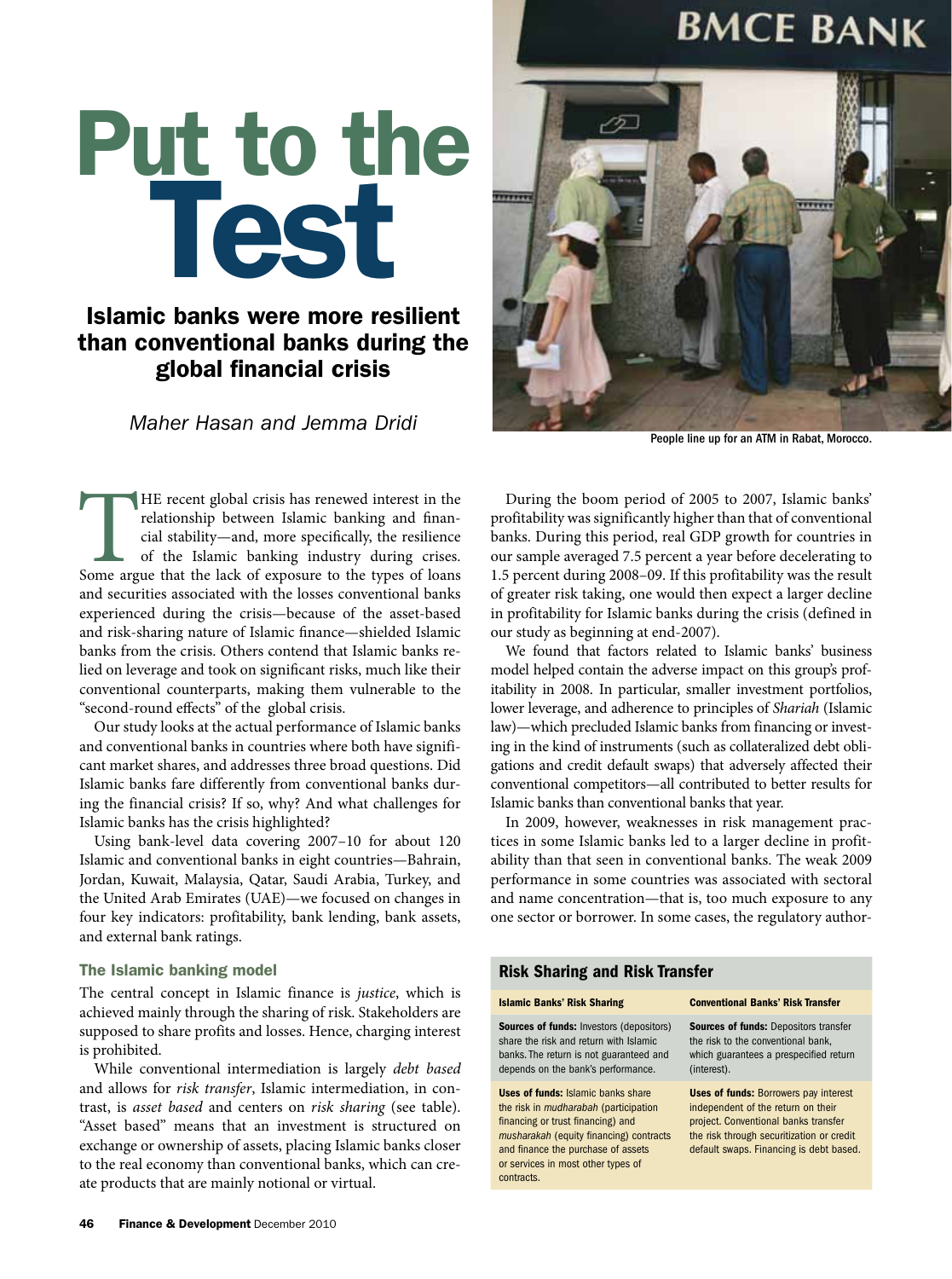# Put to the Test

## Islamic banks were more resilient than conventional banks during the global financial crisis

*Maher Hasan and Jemma Dridi*

People line up for an ATM in Rabat, Morocco.

THE recent global crisis has renewed interest in the relationship between Islamic banking and financial stability—and, more specifically, the resilience of the Islamic banking industry during crises. Some argue that the lack of exposure to the types of loans and securities associated with the losses conventional banks experienced during the crisis—because of the asset-based and risk-sharing nature of Islamic finance—shielded Islamic banks from the crisis. Others contend that Islamic banks relied on leverage and took on significant risks, much like their conventional counterparts, making them vulnerable to the "second-round effects" of the global crisis.

Our study looks at the actual performance of Islamic banks and conventional banks in countries where both have significant market shares, and addresses three broad questions. Did Islamic banks fare differently from conventional banks during the financial crisis? If so, why? And what challenges for Islamic banks has the crisis highlighted?

Using bank-level data covering 2007–10 for about 120 Islamic and conventional banks in eight countries—Bahrain, Jordan, Kuwait, Malaysia, Qatar, Saudi Arabia, Turkey, and the United Arab Emirates (UAE)—we focused on changes in four key indicators: profitability, bank lending, bank assets, and external bank ratings.

### The Islamic banking model

The central concept in Islamic finance is *justice*, which is achieved mainly through the sharing of risk. Stakeholders are supposed to share profits and losses. Hence, charging interest is prohibited.

While conventional intermediation is largely *debt based* and allows for *risk transfer*, Islamic intermediation, in contrast, is *asset based* and centers on *risk sharing* (see table). "Asset based" means that an investment is structured on exchange or ownership of assets, placing Islamic banks closer to the real economy than conventional banks, which can create products that are mainly notional or virtual.

During the boom period of 2005 to 2007, Islamic banks' profitability was significantly higher than that of conventional banks. During this period, real GDP growth for countries in our sample averaged 7.5 percent a year before decelerating to 1.5 percent during 2008–09. If this profitability was the result of greater risk taking, one would then expect a larger decline in profitability for Islamic banks during the crisis (defined in our study as beginning at end-2007).

We found that factors related to Islamic banks' business model helped contain the adverse impact on this group's profitability in 2008. In particular, smaller investment portfolios, lower leverage, and adherence to principles of *Shariah* (Islamic law)—which precluded Islamic banks from financing or investing in the kind of instruments (such as collateralized debt obligations and credit default swaps) that adversely affected their conventional competitors—all contributed to better results for Islamic banks than conventional banks that year.

In 2009, however, weaknesses in risk management practices in some Islamic banks led to a larger decline in profitability than that seen in conventional banks. The weak 2009 performance in some countries was associated with sectoral and name concentration—that is, too much exposure to any one sector or borrower. In some cases, the regulatory author-

**Risk Sharing and Risk Transfer**

| Islamic Banks' Risk Sharing | Conventional Banks' Risk Transfer |
|---|---|
| **Sources of funds:** Investors (depositors) share the risk and return with Islamic banks. The return is not guaranteed and depends on the bank's performance. | **Sources of funds:** Depositors transfer the risk to the conventional bank, which guarantees a prespecified return (interest). |
| **Uses of funds:** Islamic banks share the risk in *mudharabah* (participation financing or trust financing) and *musharakah* (equity financing) contracts and finance the purchase of assets or services in most other types of contracts. | **Uses of funds:** Borrowers pay interest independent of the return on their project. Conventional banks transfer the risk through securitization or credit default swaps. Financing is debt based. |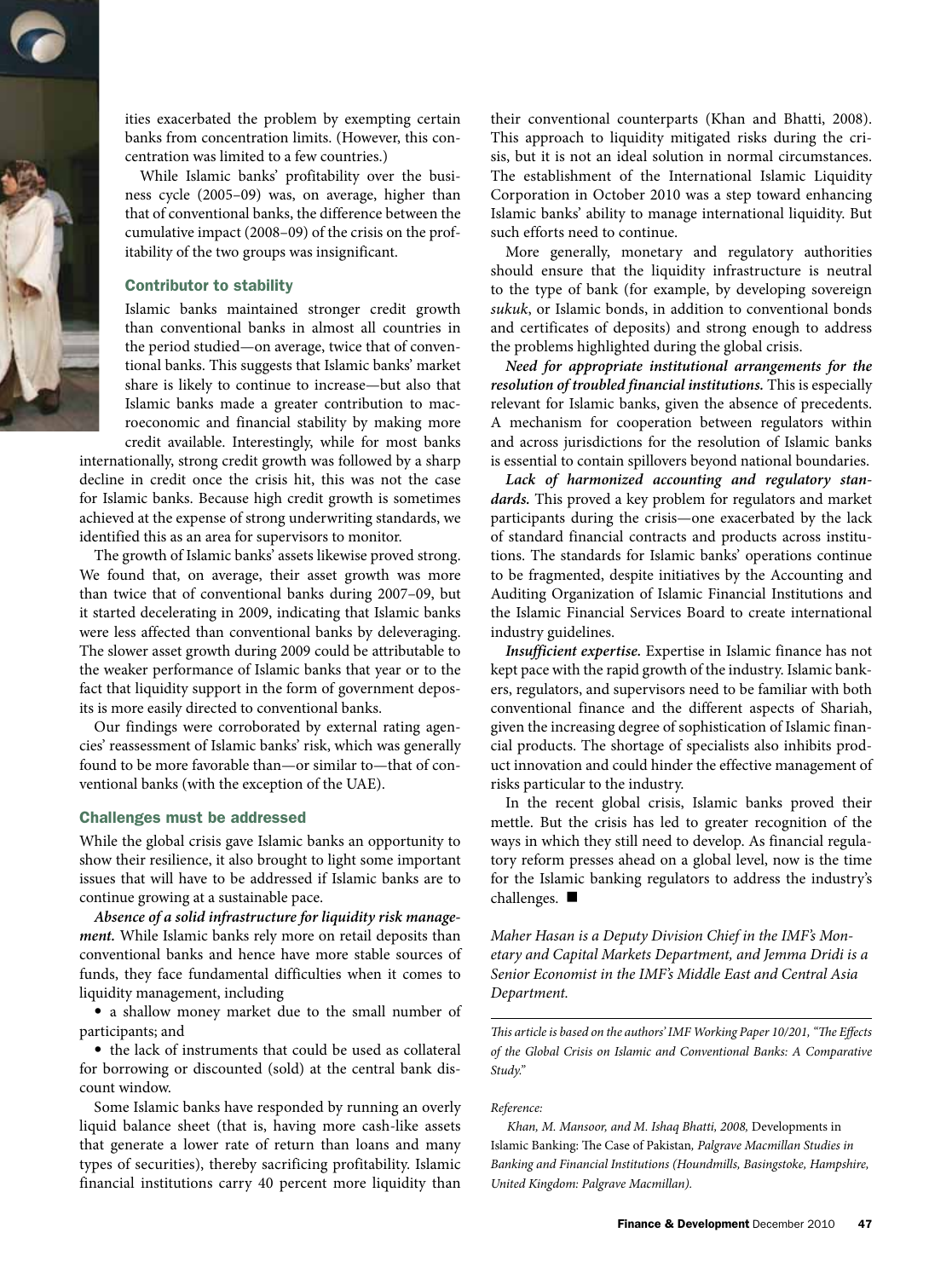ities exacerbated the problem by exempting certain banks from concentration limits. (However, this concentration was limited to a few countries.)

While Islamic banks' profitability over the business cycle (2005–09) was, on average, higher than that of conventional banks, the difference between the cumulative impact (2008–09) of the crisis on the profitability of the two groups was insignificant.

### Contributor to stability

Islamic banks maintained stronger credit growth than conventional banks in almost all countries in the period studied—on average, twice that of conventional banks. This suggests that Islamic banks' market share is likely to continue to increase—but also that Islamic banks made a greater contribution to macroeconomic and financial stability by making more credit available. Interestingly, while for most banks internationally, strong credit growth was followed by a sharp decline in credit once the crisis hit, this was not the case for Islamic banks. Because high credit growth is sometimes achieved at the expense of strong underwriting standards, we identified this as an area for supervisors to monitor.

The growth of Islamic banks' assets likewise proved strong. We found that, on average, their asset growth was more than twice that of conventional banks during 2007–09, but it started decelerating in 2009, indicating that Islamic banks were less affected than conventional banks by deleveraging. The slower asset growth during 2009 could be attributable to the weaker performance of Islamic banks that year or to the fact that liquidity support in the form of government deposits is more easily directed to conventional banks.

Our findings were corroborated by external rating agencies' reassessment of Islamic banks' risk, which was generally found to be more favorable than—or similar to—that of conventional banks (with the exception of the UAE).

### Challenges must be addressed

While the global crisis gave Islamic banks an opportunity to show their resilience, it also brought to light some important issues that will have to be addressed if Islamic banks are to continue growing at a sustainable pace.

***Absence of a solid infrastructure for liquidity risk management.*** While Islamic banks rely more on retail deposits than conventional banks and hence have more stable sources of funds, they face fundamental difficulties when it comes to liquidity management, including

- a shallow money market due to the small number of participants; and
- the lack of instruments that could be used as collateral for borrowing or discounted (sold) at the central bank discount window.

Some Islamic banks have responded by running an overly liquid balance sheet (that is, having more cash-like assets that generate a lower rate of return than loans and many types of securities), thereby sacrificing profitability. Islamic financial institutions carry 40 percent more liquidity than their conventional counterparts (Khan and Bhatti, 2008). This approach to liquidity mitigated risks during the crisis, but it is not an ideal solution in normal circumstances. The establishment of the International Islamic Liquidity Corporation in October 2010 was a step toward enhancing Islamic banks' ability to manage international liquidity. But such efforts need to continue.

More generally, monetary and regulatory authorities should ensure that the liquidity infrastructure is neutral to the type of bank (for example, by developing sovereign *sukuk*, or Islamic bonds, in addition to conventional bonds and certificates of deposits) and strong enough to address the problems highlighted during the global crisis.

***Need for appropriate institutional arrangements for the resolution of troubled financial institutions.*** This is especially relevant for Islamic banks, given the absence of precedents. A mechanism for cooperation between regulators within and across jurisdictions for the resolution of Islamic banks is essential to contain spillovers beyond national boundaries.

***Lack of harmonized accounting and regulatory standards.*** This proved a key problem for regulators and market participants during the crisis—one exacerbated by the lack of standard financial contracts and products across institutions. The standards for Islamic banks' operations continue to be fragmented, despite initiatives by the Accounting and Auditing Organization of Islamic Financial Institutions and the Islamic Financial Services Board to create international industry guidelines.

***Insufficient expertise.*** Expertise in Islamic finance has not kept pace with the rapid growth of the industry. Islamic bankers, regulators, and supervisors need to be familiar with both conventional finance and the different aspects of Shariah, given the increasing degree of sophistication of Islamic financial products. The shortage of specialists also inhibits product innovation and could hinder the effective management of risks particular to the industry.

In the recent global crisis, Islamic banks proved their mettle. But the crisis has led to greater recognition of the ways in which they still need to develop. As financial regulatory reform presses ahead on a global level, now is the time for the Islamic banking regulators to address the industry's challenges. ■

*Maher Hasan is a Deputy Division Chief in the IMF's Monetary and Capital Markets Department, and Jemma Dridi is a Senior Economist in the IMF's Middle East and Central Asia Department.*

*This article is based on the authors' IMF Working Paper 10/201, "The Effects of the Global Crisis on Islamic and Conventional Banks: A Comparative Study."*

*Reference:*

Khan, M. Mansoor, and M. Ishaq Bhatti, 2008, Developments in Islamic Banking: The Case of Pakistan*, Palgrave Macmillan Studies in Banking and Financial Institutions (Houndmills, Basingstoke, Hampshire, United Kingdom: Palgrave Macmillan).*